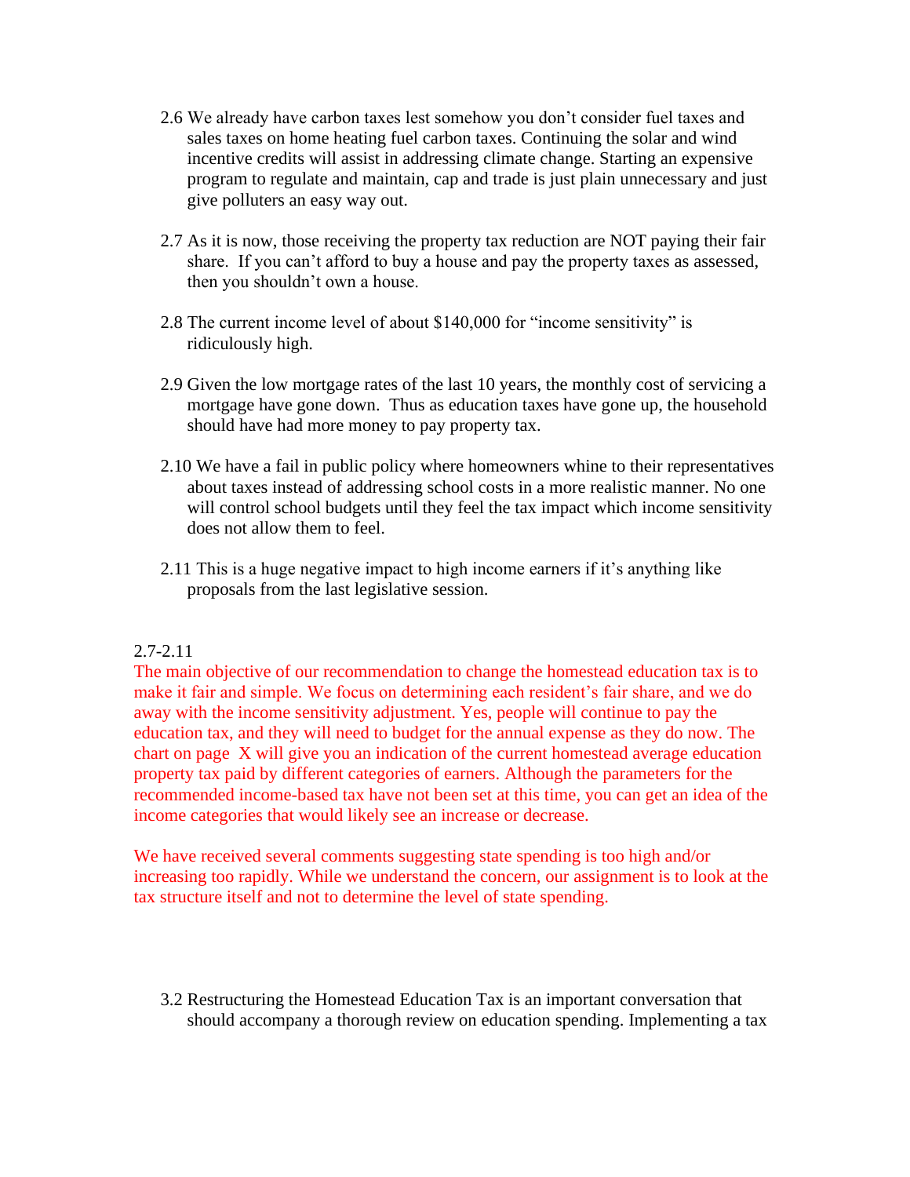2.6 We already have carbon taxes lest somehow you don't consider fuel taxes and sales taxes on home heating fuel carbon taxes. Continuing the solar and wind incentive credits will assist in addressing climate change. Starting an expensive program to regulate and maintain, cap and trade is just plain unnecessary and just give polluters an easy way out.

2.7 As it is now, those receiving the property tax reduction are NOT paying their fair share. If you can't afford to buy a house and pay the property taxes as assessed, then you shouldn't own a house.

2.8 The current income level of about $140,000 for "income sensitivity" is ridiculously high.

2.9 Given the low mortgage rates of the last 10 years, the monthly cost of servicing a mortgage have gone down. Thus as education taxes have gone up, the household should have had more money to pay property tax.

2.10 We have a fail in public policy where homeowners whine to their representatives about taxes instead of addressing school costs in a more realistic manner. No one will control school budgets until they feel the tax impact which income sensitivity does not allow them to feel.

2.11 This is a huge negative impact to high income earners if it's anything like proposals from the last legislative session.

2.7-2.11

The main objective of our recommendation to change the homestead education tax is to make it fair and simple. We focus on determining each resident's fair share, and we do away with the income sensitivity adjustment. Yes, people will continue to pay the education tax, and they will need to budget for the annual expense as they do now. The chart on page X will give you an indication of the current homestead average education property tax paid by different categories of earners. Although the parameters for the recommended income-based tax have not been set at this time, you can get an idea of the income categories that would likely see an increase or decrease.

We have received several comments suggesting state spending is too high and/or increasing too rapidly. While we understand the concern, our assignment is to look at the tax structure itself and not to determine the level of state spending.

3.2 Restructuring the Homestead Education Tax is an important conversation that should accompany a thorough review on education spending. Implementing a tax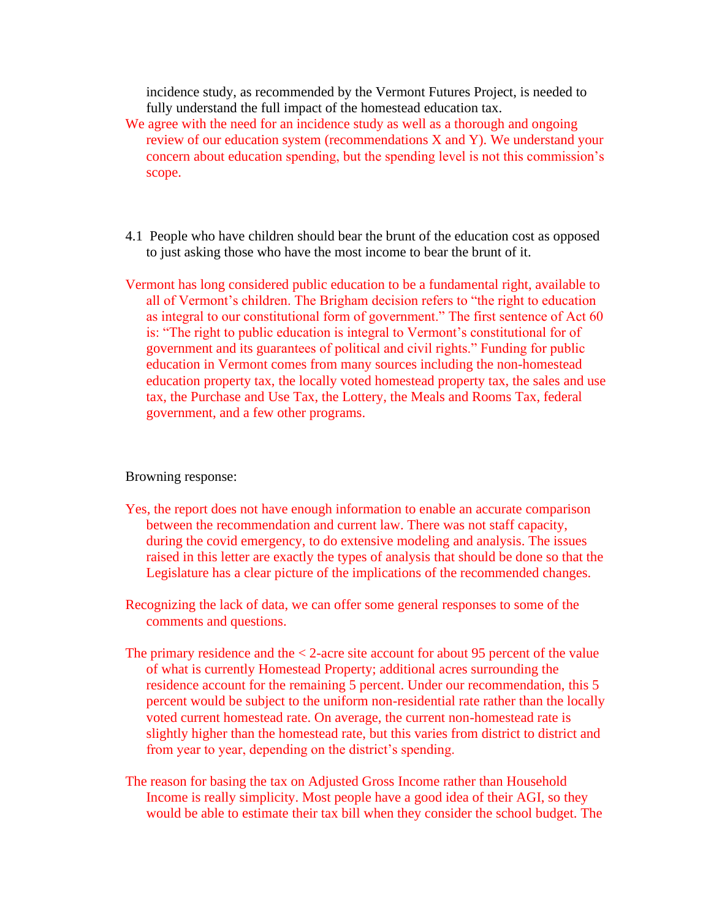incidence study, as recommended by the Vermont Futures Project, is needed to fully understand the full impact of the homestead education tax.

We agree with the need for an incidence study as well as a thorough and ongoing review of our education system (recommendations X and Y). We understand your concern about education spending, but the spending level is not this commission's scope.

4.1 People who have children should bear the brunt of the education cost as opposed to just asking those who have the most income to bear the brunt of it.

Vermont has long considered public education to be a fundamental right, available to all of Vermont's children. The Brigham decision refers to "the right to education as integral to our constitutional form of government." The first sentence of Act 60 is: "The right to public education is integral to Vermont's constitutional for of government and its guarantees of political and civil rights." Funding for public education in Vermont comes from many sources including the non-homestead education property tax, the locally voted homestead property tax, the sales and use tax, the Purchase and Use Tax, the Lottery, the Meals and Rooms Tax, federal government, and a few other programs.

Browning response:

Yes, the report does not have enough information to enable an accurate comparison between the recommendation and current law. There was not staff capacity, during the covid emergency, to do extensive modeling and analysis. The issues raised in this letter are exactly the types of analysis that should be done so that the Legislature has a clear picture of the implications of the recommended changes.

Recognizing the lack of data, we can offer some general responses to some of the comments and questions.

The primary residence and the < 2-acre site account for about 95 percent of the value of what is currently Homestead Property; additional acres surrounding the residence account for the remaining 5 percent. Under our recommendation, this 5 percent would be subject to the uniform non-residential rate rather than the locally voted current homestead rate. On average, the current non-homestead rate is slightly higher than the homestead rate, but this varies from district to district and from year to year, depending on the district's spending.

The reason for basing the tax on Adjusted Gross Income rather than Household Income is really simplicity. Most people have a good idea of their AGI, so they would be able to estimate their tax bill when they consider the school budget. The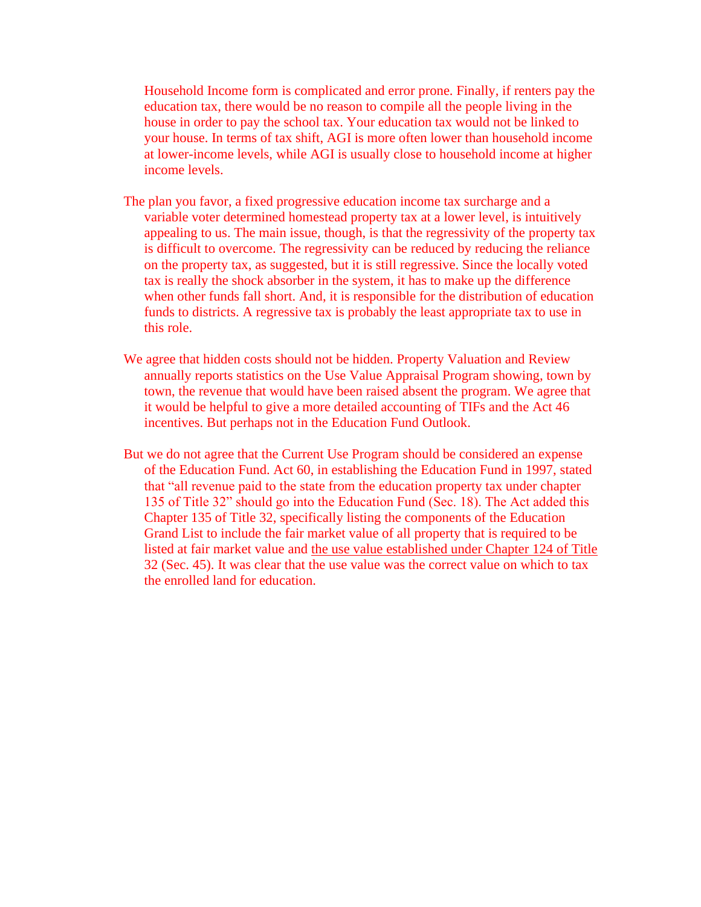Household Income form is complicated and error prone. Finally, if renters pay the education tax, there would be no reason to compile all the people living in the house in order to pay the school tax. Your education tax would not be linked to your house. In terms of tax shift, AGI is more often lower than household income at lower-income levels, while AGI is usually close to household income at higher income levels.

The plan you favor, a fixed progressive education income tax surcharge and a variable voter determined homestead property tax at a lower level, is intuitively appealing to us. The main issue, though, is that the regressivity of the property tax is difficult to overcome. The regressivity can be reduced by reducing the reliance on the property tax, as suggested, but it is still regressive. Since the locally voted tax is really the shock absorber in the system, it has to make up the difference when other funds fall short. And, it is responsible for the distribution of education funds to districts. A regressive tax is probably the least appropriate tax to use in this role.

We agree that hidden costs should not be hidden. Property Valuation and Review annually reports statistics on the Use Value Appraisal Program showing, town by town, the revenue that would have been raised absent the program. We agree that it would be helpful to give a more detailed accounting of TIFs and the Act 46 incentives. But perhaps not in the Education Fund Outlook.

But we do not agree that the Current Use Program should be considered an expense of the Education Fund. Act 60, in establishing the Education Fund in 1997, stated that "all revenue paid to the state from the education property tax under chapter 135 of Title 32" should go into the Education Fund (Sec. 18). The Act added this Chapter 135 of Title 32, specifically listing the components of the Education Grand List to include the fair market value of all property that is required to be listed at fair market value and <u>the use value established under Chapter 124 of Title</u> 32 (Sec. 45). It was clear that the use value was the correct value on which to tax the enrolled land for education.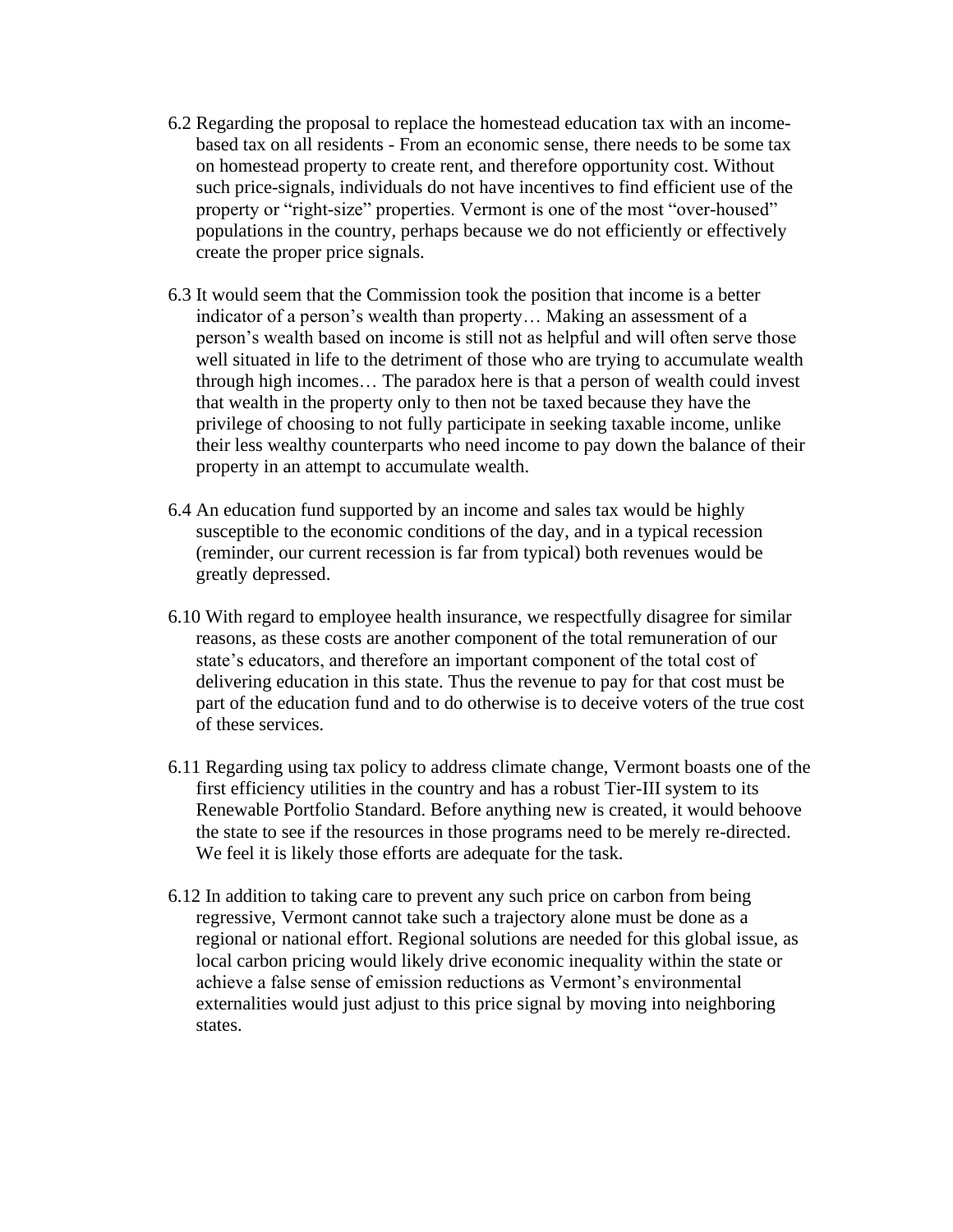6.2 Regarding the proposal to replace the homestead education tax with an income-based tax on all residents - From an economic sense, there needs to be some tax on homestead property to create rent, and therefore opportunity cost. Without such price-signals, individuals do not have incentives to find efficient use of the property or "right-size" properties. Vermont is one of the most "over-housed" populations in the country, perhaps because we do not efficiently or effectively create the proper price signals.

6.3 It would seem that the Commission took the position that income is a better indicator of a person's wealth than property… Making an assessment of a person's wealth based on income is still not as helpful and will often serve those well situated in life to the detriment of those who are trying to accumulate wealth through high incomes… The paradox here is that a person of wealth could invest that wealth in the property only to then not be taxed because they have the privilege of choosing to not fully participate in seeking taxable income, unlike their less wealthy counterparts who need income to pay down the balance of their property in an attempt to accumulate wealth.

6.4 An education fund supported by an income and sales tax would be highly susceptible to the economic conditions of the day, and in a typical recession (reminder, our current recession is far from typical) both revenues would be greatly depressed.

6.10 With regard to employee health insurance, we respectfully disagree for similar reasons, as these costs are another component of the total remuneration of our state's educators, and therefore an important component of the total cost of delivering education in this state. Thus the revenue to pay for that cost must be part of the education fund and to do otherwise is to deceive voters of the true cost of these services.

6.11 Regarding using tax policy to address climate change, Vermont boasts one of the first efficiency utilities in the country and has a robust Tier-III system to its Renewable Portfolio Standard. Before anything new is created, it would behoove the state to see if the resources in those programs need to be merely re-directed. We feel it is likely those efforts are adequate for the task.

6.12 In addition to taking care to prevent any such price on carbon from being regressive, Vermont cannot take such a trajectory alone must be done as a regional or national effort. Regional solutions are needed for this global issue, as local carbon pricing would likely drive economic inequality within the state or achieve a false sense of emission reductions as Vermont's environmental externalities would just adjust to this price signal by moving into neighboring states.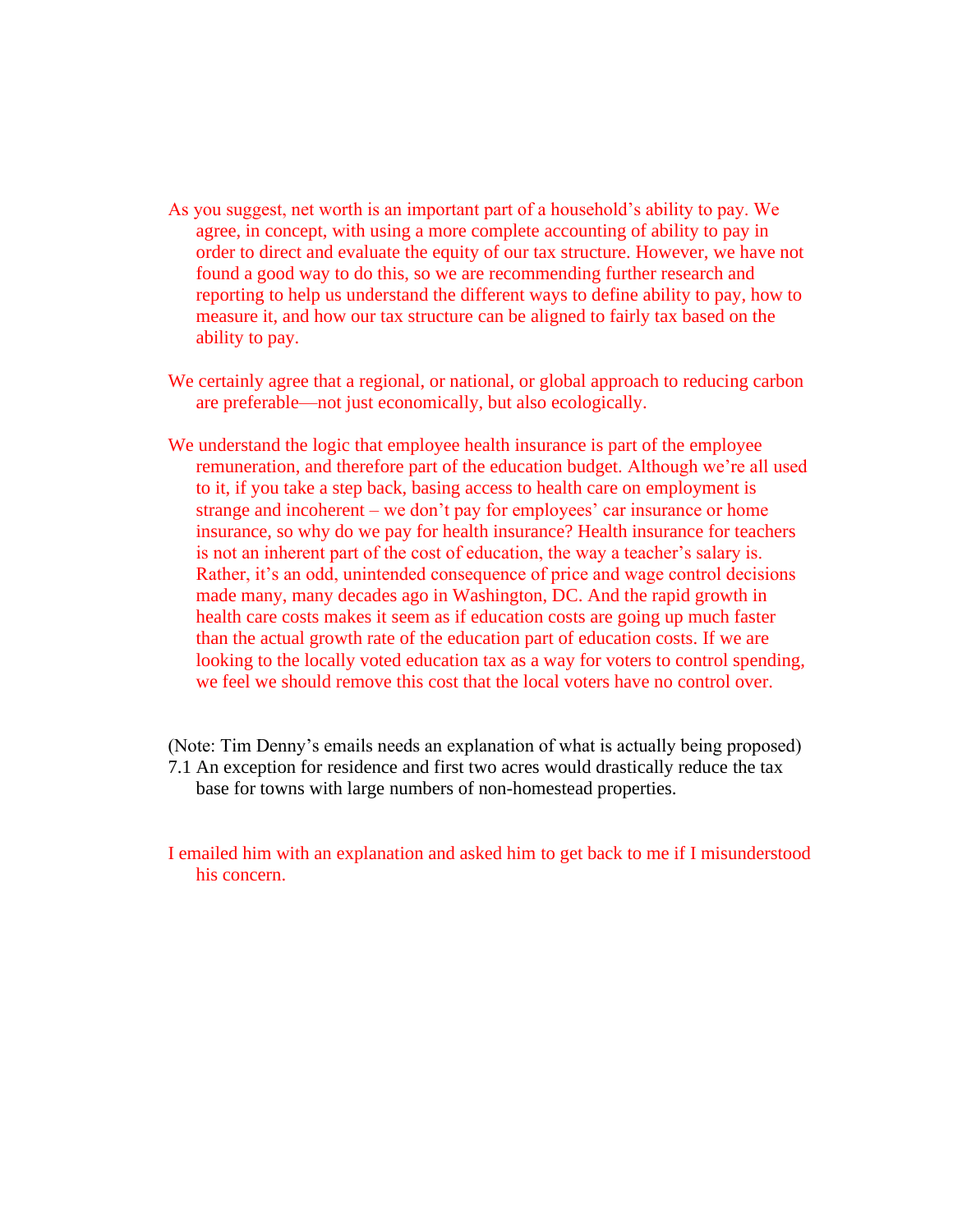As you suggest, net worth is an important part of a household's ability to pay. We agree, in concept, with using a more complete accounting of ability to pay in order to direct and evaluate the equity of our tax structure. However, we have not found a good way to do this, so we are recommending further research and reporting to help us understand the different ways to define ability to pay, how to measure it, and how our tax structure can be aligned to fairly tax based on the ability to pay.

We certainly agree that a regional, or national, or global approach to reducing carbon are preferable—not just economically, but also ecologically.

We understand the logic that employee health insurance is part of the employee remuneration, and therefore part of the education budget. Although we're all used to it, if you take a step back, basing access to health care on employment is strange and incoherent – we don't pay for employees' car insurance or home insurance, so why do we pay for health insurance? Health insurance for teachers is not an inherent part of the cost of education, the way a teacher's salary is. Rather, it's an odd, unintended consequence of price and wage control decisions made many, many decades ago in Washington, DC. And the rapid growth in health care costs makes it seem as if education costs are going up much faster than the actual growth rate of the education part of education costs. If we are looking to the locally voted education tax as a way for voters to control spending, we feel we should remove this cost that the local voters have no control over.

(Note: Tim Denny's emails needs an explanation of what is actually being proposed)

7.1 An exception for residence and first two acres would drastically reduce the tax base for towns with large numbers of non-homestead properties.

I emailed him with an explanation and asked him to get back to me if I misunderstood his concern.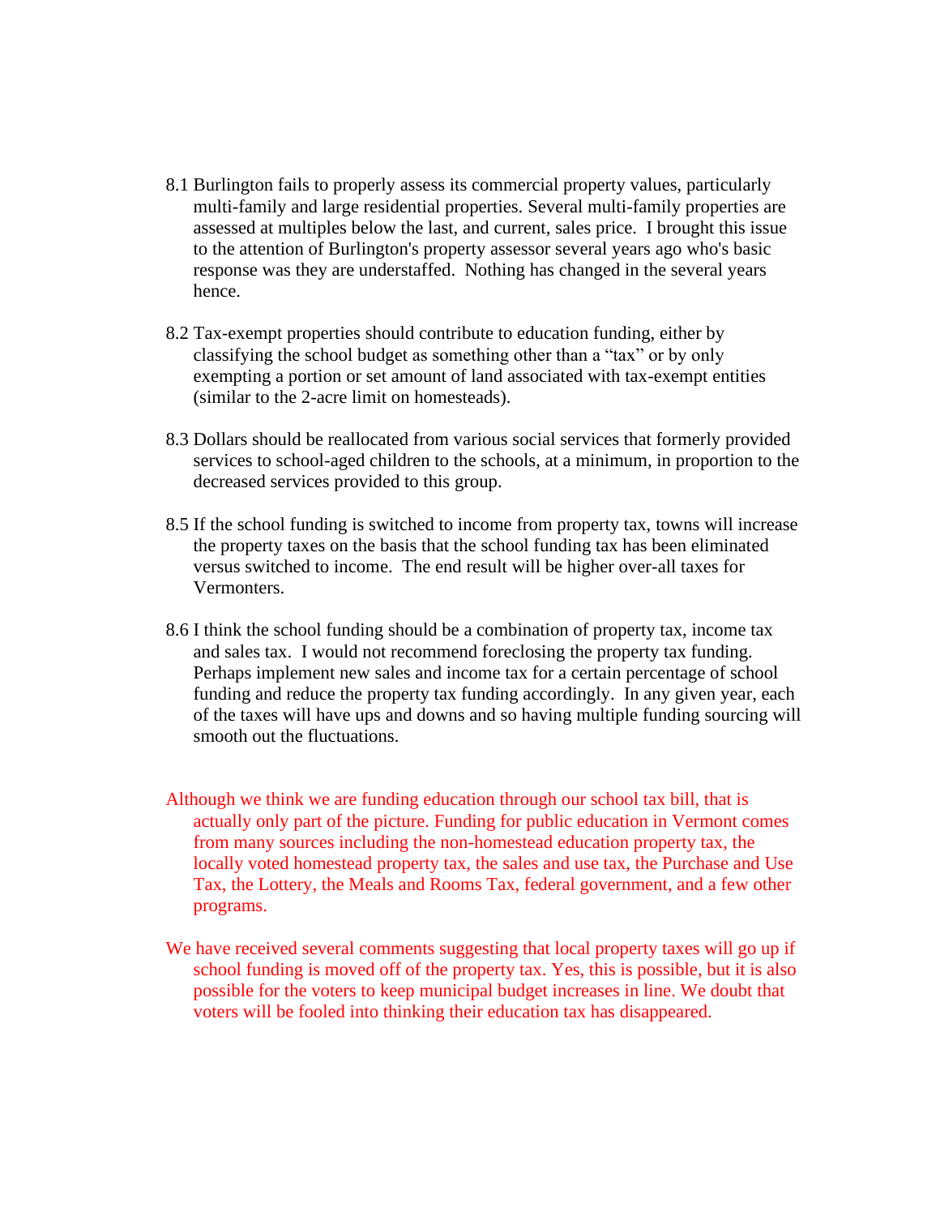8.1 Burlington fails to properly assess its commercial property values, particularly multi-family and large residential properties. Several multi-family properties are assessed at multiples below the last, and current, sales price. I brought this issue to the attention of Burlington's property assessor several years ago who's basic response was they are understaffed. Nothing has changed in the several years hence.

8.2 Tax-exempt properties should contribute to education funding, either by classifying the school budget as something other than a "tax" or by only exempting a portion or set amount of land associated with tax-exempt entities (similar to the 2-acre limit on homesteads).

8.3 Dollars should be reallocated from various social services that formerly provided services to school-aged children to the schools, at a minimum, in proportion to the decreased services provided to this group.

8.5 If the school funding is switched to income from property tax, towns will increase the property taxes on the basis that the school funding tax has been eliminated versus switched to income. The end result will be higher over-all taxes for Vermonters.

8.6 I think the school funding should be a combination of property tax, income tax and sales tax. I would not recommend foreclosing the property tax funding. Perhaps implement new sales and income tax for a certain percentage of school funding and reduce the property tax funding accordingly. In any given year, each of the taxes will have ups and downs and so having multiple funding sourcing will smooth out the fluctuations.

Although we think we are funding education through our school tax bill, that is actually only part of the picture. Funding for public education in Vermont comes from many sources including the non-homestead education property tax, the locally voted homestead property tax, the sales and use tax, the Purchase and Use Tax, the Lottery, the Meals and Rooms Tax, federal government, and a few other programs.

We have received several comments suggesting that local property taxes will go up if school funding is moved off of the property tax. Yes, this is possible, but it is also possible for the voters to keep municipal budget increases in line. We doubt that voters will be fooled into thinking their education tax has disappeared.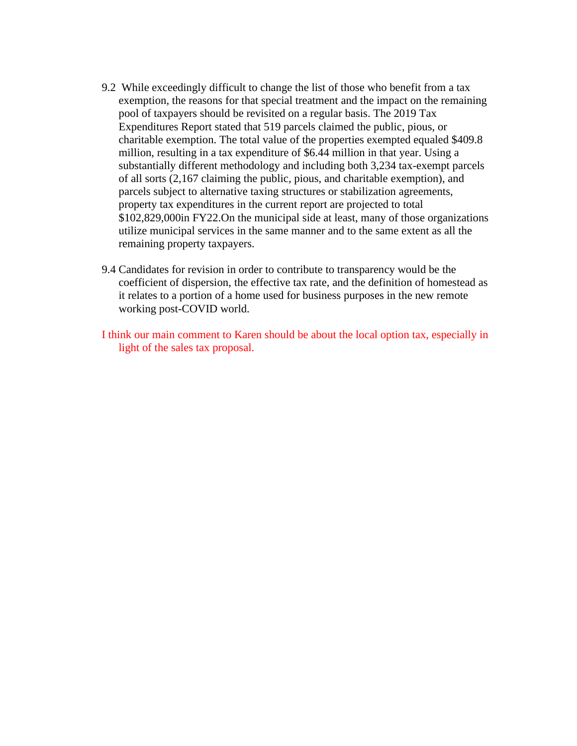9.2 While exceedingly difficult to change the list of those who benefit from a tax exemption, the reasons for that special treatment and the impact on the remaining pool of taxpayers should be revisited on a regular basis. The 2019 Tax Expenditures Report stated that 519 parcels claimed the public, pious, or charitable exemption. The total value of the properties exempted equaled $409.8 million, resulting in a tax expenditure of $6.44 million in that year. Using a substantially different methodology and including both 3,234 tax-exempt parcels of all sorts (2,167 claiming the public, pious, and charitable exemption), and parcels subject to alternative taxing structures or stabilization agreements, property tax expenditures in the current report are projected to total $102,829,000in FY22.On the municipal side at least, many of those organizations utilize municipal services in the same manner and to the same extent as all the remaining property taxpayers.

9.4 Candidates for revision in order to contribute to transparency would be the coefficient of dispersion, the effective tax rate, and the definition of homestead as it relates to a portion of a home used for business purposes in the new remote working post-COVID world.

I think our main comment to Karen should be about the local option tax, especially in light of the sales tax proposal.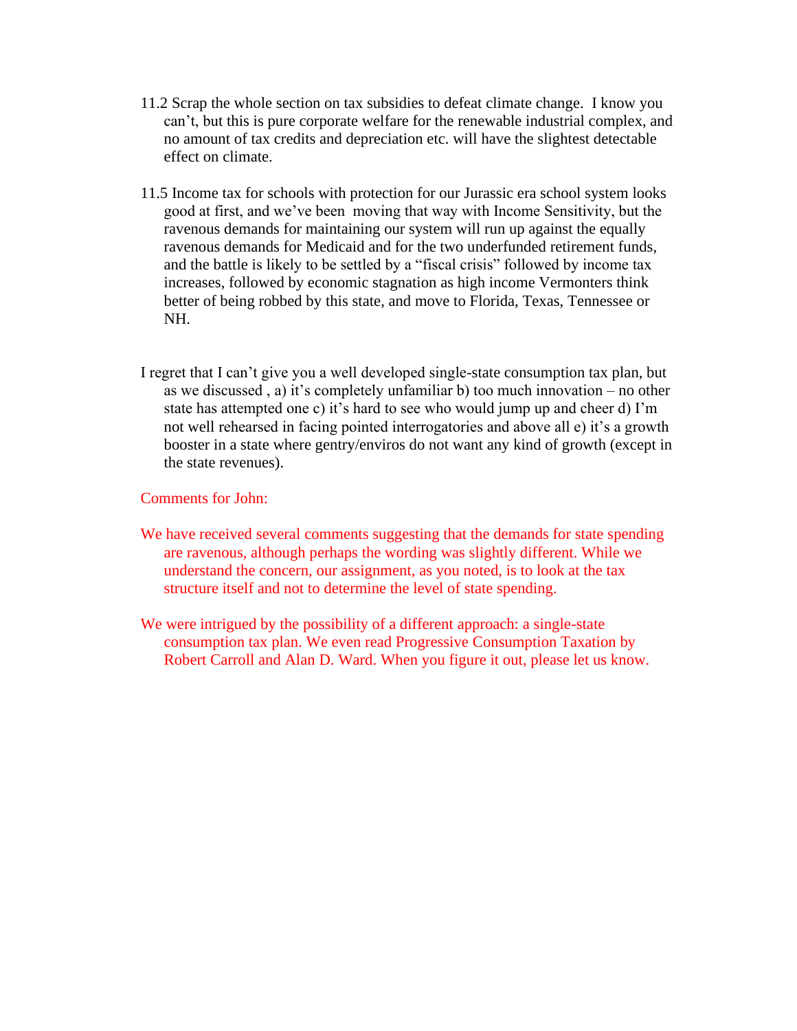11.2 Scrap the whole section on tax subsidies to defeat climate change. I know you can't, but this is pure corporate welfare for the renewable industrial complex, and no amount of tax credits and depreciation etc. will have the slightest detectable effect on climate.

11.5 Income tax for schools with protection for our Jurassic era school system looks good at first, and we've been moving that way with Income Sensitivity, but the ravenous demands for maintaining our system will run up against the equally ravenous demands for Medicaid and for the two underfunded retirement funds, and the battle is likely to be settled by a "fiscal crisis" followed by income tax increases, followed by economic stagnation as high income Vermonters think better of being robbed by this state, and move to Florida, Texas, Tennessee or NH.

I regret that I can't give you a well developed single-state consumption tax plan, but as we discussed , a) it's completely unfamiliar b) too much innovation – no other state has attempted one c) it's hard to see who would jump up and cheer d) I'm not well rehearsed in facing pointed interrogatories and above all e) it's a growth booster in a state where gentry/enviros do not want any kind of growth (except in the state revenues).

Comments for John:

We have received several comments suggesting that the demands for state spending are ravenous, although perhaps the wording was slightly different. While we understand the concern, our assignment, as you noted, is to look at the tax structure itself and not to determine the level of state spending.

We were intrigued by the possibility of a different approach: a single-state consumption tax plan. We even read Progressive Consumption Taxation by Robert Carroll and Alan D. Ward. When you figure it out, please let us know.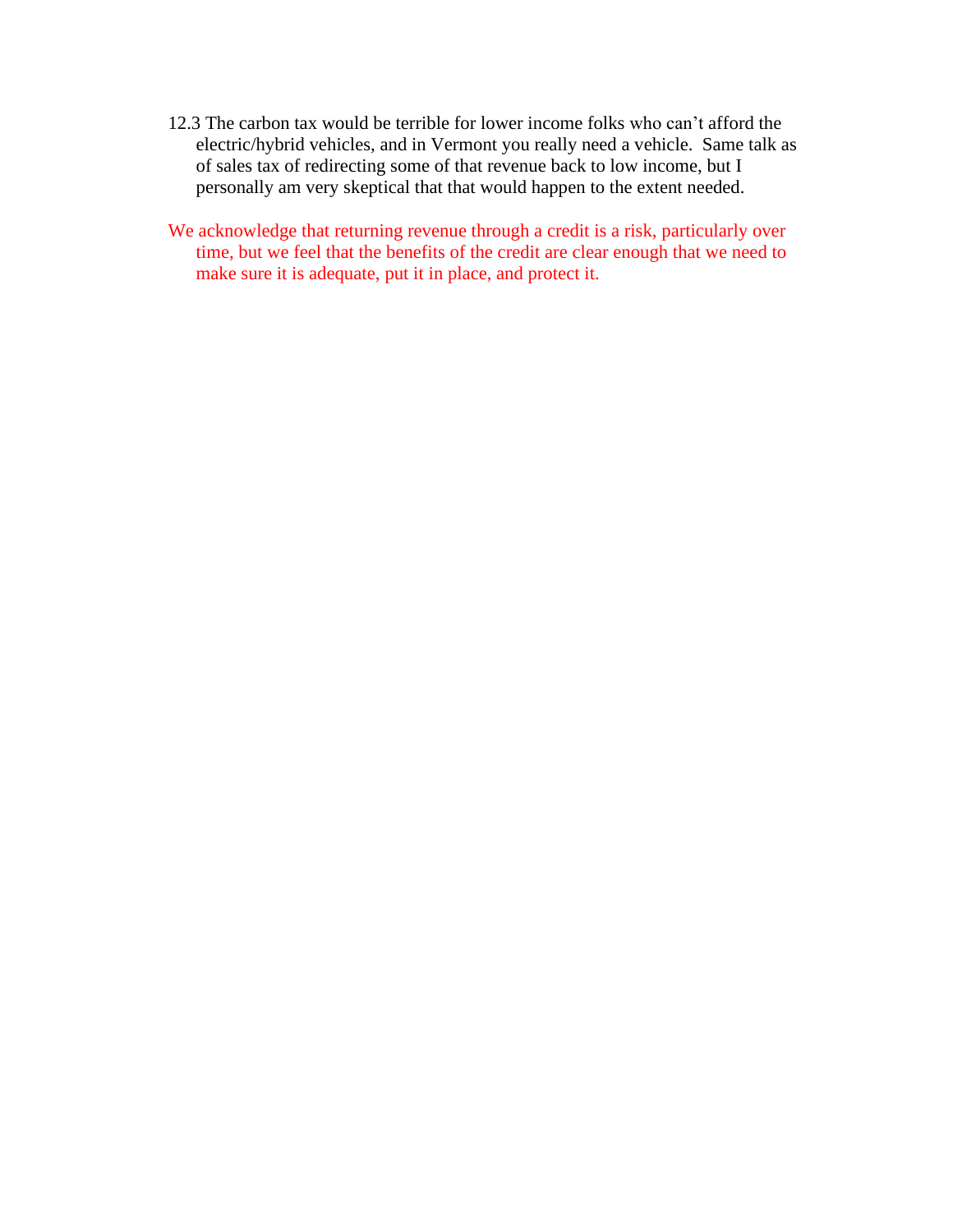12.3 The carbon tax would be terrible for lower income folks who can't afford the electric/hybrid vehicles, and in Vermont you really need a vehicle. Same talk as of sales tax of redirecting some of that revenue back to low income, but I personally am very skeptical that that would happen to the extent needed.

We acknowledge that returning revenue through a credit is a risk, particularly over time, but we feel that the benefits of the credit are clear enough that we need to make sure it is adequate, put it in place, and protect it.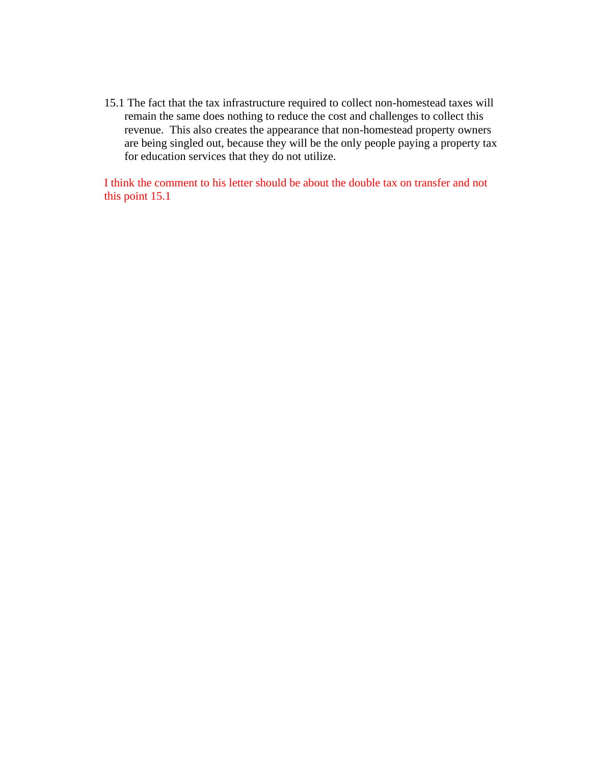15.1 The fact that the tax infrastructure required to collect non-homestead taxes will remain the same does nothing to reduce the cost and challenges to collect this revenue.  This also creates the appearance that non-homestead property owners are being singled out, because they will be the only people paying a property tax for education services that they do not utilize.

I think the comment to his letter should be about the double tax on transfer and not this point 15.1